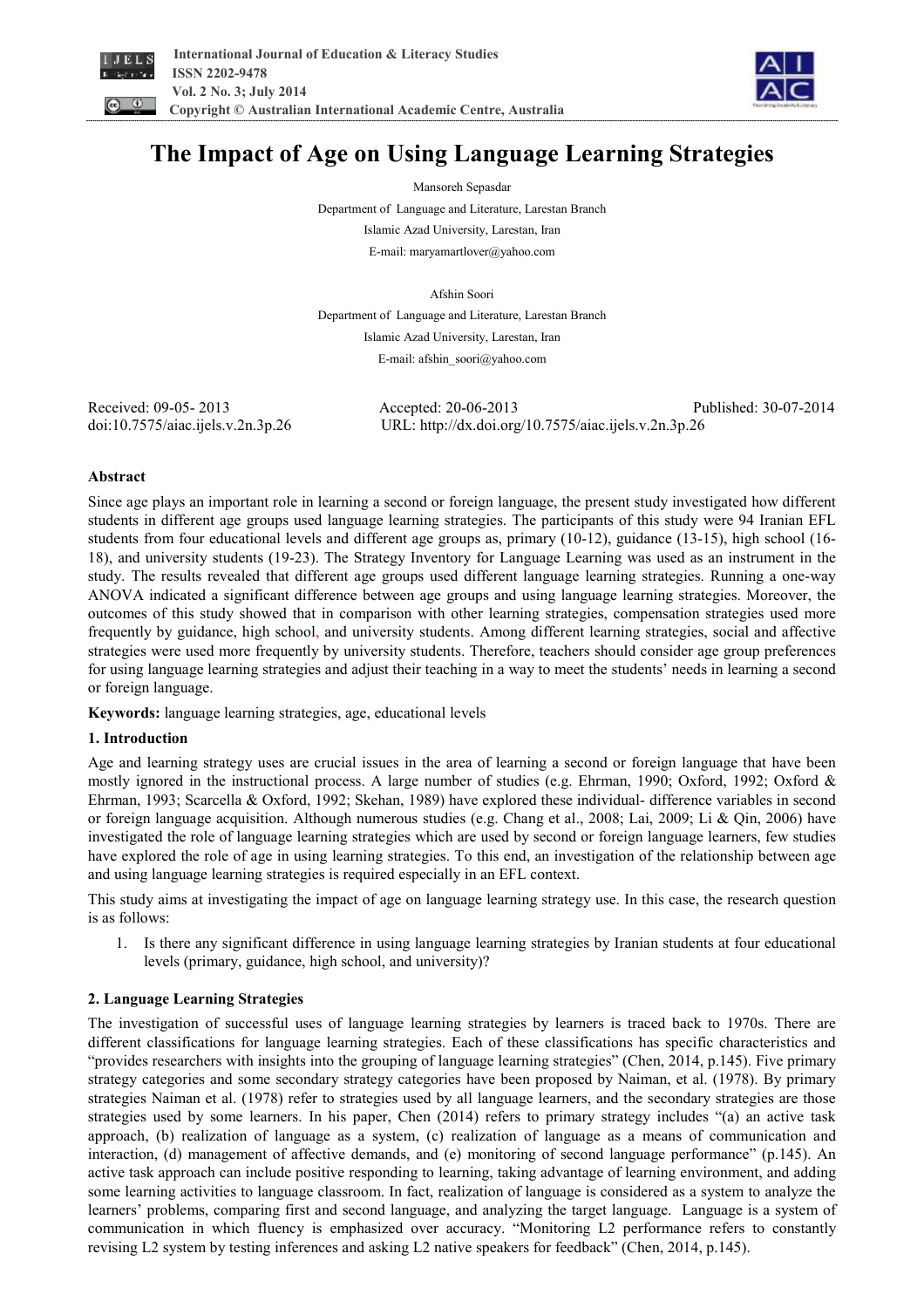# The Impact of Age on Using Language Learning Strategies

Mansoreh Sepasdar

Department of Language and Literature, Larestan Branch

Islamic Azad University, Larestan, Iran

E-mail: maryamartlover@yahoo.com

Afshin Soori

Department of Language and Literature, Larestan Branch

Islamic Azad University, Larestan, Iran

E-mail: afshin_soori@yahoo.com

Received: 09-05- 2013 Accepted: 20-06-2013 Published: 30-07-2014

doi:10.7575/aiac.ijels.v.2n.3p.26 URL: http://dx.doi.org/10.7575/aiac.ijels.v.2n.3p.26

## Abstract

Since age plays an important role in learning a second or foreign language, the present study investigated how different students in different age groups used language learning strategies. The participants of this study were 94 Iranian EFL students from four educational levels and different age groups as, primary (10-12), guidance (13-15), high school (16-18), and university students (19-23). The Strategy Inventory for Language Learning was used as an instrument in the study. The results revealed that different age groups used different language learning strategies. Running a one-way ANOVA indicated a significant difference between age groups and using language learning strategies. Moreover, the outcomes of this study showed that in comparison with other learning strategies, compensation strategies used more frequently by guidance, high school, and university students. Among different learning strategies, social and affective strategies were used more frequently by university students. Therefore, teachers should consider age group preferences for using language learning strategies and adjust their teaching in a way to meet the students' needs in learning a second or foreign language.

**Keywords:** language learning strategies, age, educational levels

## 1. Introduction

Age and learning strategy uses are crucial issues in the area of learning a second or foreign language that have been mostly ignored in the instructional process. A large number of studies (e.g. Ehrman, 1990; Oxford, 1992; Oxford & Ehrman, 1993; Scarcella & Oxford, 1992; Skehan, 1989) have explored these individual- difference variables in second or foreign language acquisition. Although numerous studies (e.g. Chang et al., 2008; Lai, 2009; Li & Qin, 2006) have investigated the role of language learning strategies which are used by second or foreign language learners, few studies have explored the role of age in using learning strategies. To this end, an investigation of the relationship between age and using language learning strategies is required especially in an EFL context.

This study aims at investigating the impact of age on language learning strategy use. In this case, the research question is as follows:

1. Is there any significant difference in using language learning strategies by Iranian students at four educational levels (primary, guidance, high school, and university)?

## 2. Language Learning Strategies

The investigation of successful uses of language learning strategies by learners is traced back to 1970s. There are different classifications for language learning strategies. Each of these classifications has specific characteristics and "provides researchers with insights into the grouping of language learning strategies" (Chen, 2014, p.145). Five primary strategy categories and some secondary strategy categories have been proposed by Naiman, et al. (1978). By primary strategies Naiman et al. (1978) refer to strategies used by all language learners, and the secondary strategies are those strategies used by some learners. In his paper, Chen (2014) refers to primary strategy includes "(a) an active task approach, (b) realization of language as a system, (c) realization of language as a means of communication and interaction, (d) management of affective demands, and (e) monitoring of second language performance" (p.145). An active task approach can include positive responding to learning, taking advantage of learning environment, and adding some learning activities to language classroom. In fact, realization of language is considered as a system to analyze the learners' problems, comparing first and second language, and analyzing the target language. Language is a system of communication in which fluency is emphasized over accuracy. "Monitoring L2 performance refers to constantly revising L2 system by testing inferences and asking L2 native speakers for feedback" (Chen, 2014, p.145).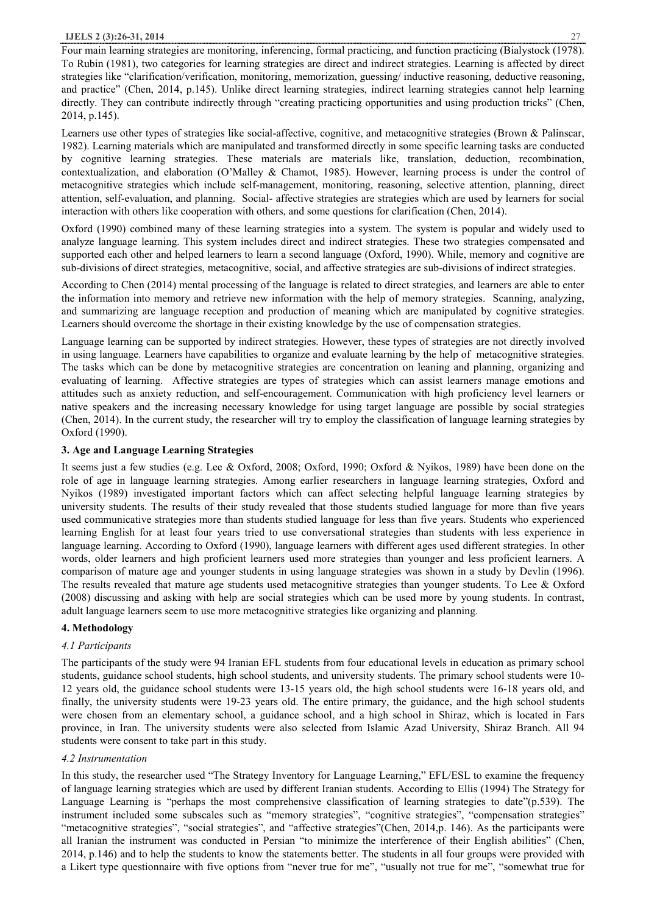Four main learning strategies are monitoring, inferencing, formal practicing, and function practicing (Bialystock (1978). To Rubin (1981), two categories for learning strategies are direct and indirect strategies. Learning is affected by direct strategies like "clarification/verification, monitoring, memorization, guessing/ inductive reasoning, deductive reasoning, and practice" (Chen, 2014, p.145). Unlike direct learning strategies, indirect learning strategies cannot help learning directly. They can contribute indirectly through "creating practicing opportunities and using production tricks" (Chen, 2014, p.145).

Learners use other types of strategies like social-affective, cognitive, and metacognitive strategies (Brown & Palinscar, 1982). Learning materials which are manipulated and transformed directly in some specific learning tasks are conducted by cognitive learning strategies. These materials are materials like, translation, deduction, recombination, contextualization, and elaboration (O'Malley & Chamot, 1985). However, learning process is under the control of metacognitive strategies which include self-management, monitoring, reasoning, selective attention, planning, direct attention, self-evaluation, and planning. Social- affective strategies are strategies which are used by learners for social interaction with others like cooperation with others, and some questions for clarification (Chen, 2014).

Oxford (1990) combined many of these learning strategies into a system. The system is popular and widely used to analyze language learning. This system includes direct and indirect strategies. These two strategies compensated and supported each other and helped learners to learn a second language (Oxford, 1990). While, memory and cognitive are sub-divisions of direct strategies, metacognitive, social, and affective strategies are sub-divisions of indirect strategies.

According to Chen (2014) mental processing of the language is related to direct strategies, and learners are able to enter the information into memory and retrieve new information with the help of memory strategies. Scanning, analyzing, and summarizing are language reception and production of meaning which are manipulated by cognitive strategies. Learners should overcome the shortage in their existing knowledge by the use of compensation strategies.

Language learning can be supported by indirect strategies. However, these types of strategies are not directly involved in using language. Learners have capabilities to organize and evaluate learning by the help of metacognitive strategies. The tasks which can be done by metacognitive strategies are concentration on leaning and planning, organizing and evaluating of learning. Affective strategies are types of strategies which can assist learners manage emotions and attitudes such as anxiety reduction, and self-encouragement. Communication with high proficiency level learners or native speakers and the increasing necessary knowledge for using target language are possible by social strategies (Chen, 2014). In the current study, the researcher will try to employ the classification of language learning strategies by Oxford (1990).

## 3. Age and Language Learning Strategies

It seems just a few studies (e.g. Lee & Oxford, 2008; Oxford, 1990; Oxford & Nyikos, 1989) have been done on the role of age in language learning strategies. Among earlier researchers in language learning strategies, Oxford and Nyikos (1989) investigated important factors which can affect selecting helpful language learning strategies by university students. The results of their study revealed that those students studied language for more than five years used communicative strategies more than students studied language for less than five years. Students who experienced learning English for at least four years tried to use conversational strategies than students with less experience in language learning. According to Oxford (1990), language learners with different ages used different strategies. In other words, older learners and high proficient learners used more strategies than younger and less proficient learners. A comparison of mature age and younger students in using language strategies was shown in a study by Devlin (1996). The results revealed that mature age students used metacognitive strategies than younger students. To Lee & Oxford (2008) discussing and asking with help are social strategies which can be used more by young students. In contrast, adult language learners seem to use more metacognitive strategies like organizing and planning.

## 4. Methodology

### *4.1 Participants*

The participants of the study were 94 Iranian EFL students from four educational levels in education as primary school students, guidance school students, high school students, and university students. The primary school students were 10-12 years old, the guidance school students were 13-15 years old, the high school students were 16-18 years old, and finally, the university students were 19-23 years old. The entire primary, the guidance, and the high school students were chosen from an elementary school, a guidance school, and a high school in Shiraz, which is located in Fars province, in Iran. The university students were also selected from Islamic Azad University, Shiraz Branch. All 94 students were consent to take part in this study.

### *4.2 Instrumentation*

In this study, the researcher used "The Strategy Inventory for Language Learning," EFL/ESL to examine the frequency of language learning strategies which are used by different Iranian students. According to Ellis (1994) The Strategy for Language Learning is "perhaps the most comprehensive classification of learning strategies to date"(p.539). The instrument included some subscales such as "memory strategies", "cognitive strategies", "compensation strategies" "metacognitive strategies", "social strategies", and "affective strategies"(Chen, 2014,p. 146). As the participants were all Iranian the instrument was conducted in Persian "to minimize the interference of their English abilities" (Chen, 2014, p.146) and to help the students to know the statements better. The students in all four groups were provided with a Likert type questionnaire with five options from "never true for me", "usually not true for me", "somewhat true for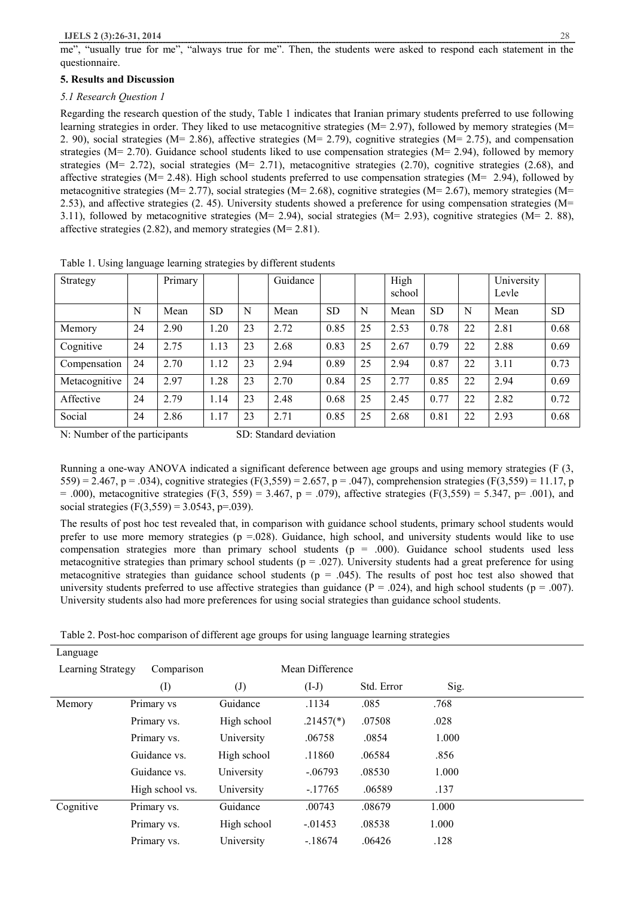me", "usually true for me", "always true for me". Then, the students were asked to respond each statement in the questionnaire.

### 5. Results and Discussion

#### *5.1 Research Question 1*

Regarding the research question of the study, Table 1 indicates that Iranian primary students preferred to use following learning strategies in order. They liked to use metacognitive strategies (M= 2.97), followed by memory strategies (M= 2. 90), social strategies (M= 2.86), affective strategies (M= 2.79), cognitive strategies (M= 2.75), and compensation strategies (M= 2.70). Guidance school students liked to use compensation strategies (M= 2.94), followed by memory strategies (M= 2.72), social strategies (M= 2.71), metacognitive strategies (2.70), cognitive strategies (2.68), and affective strategies (M= 2.48). High school students preferred to use compensation strategies (M= 2.94), followed by metacognitive strategies (M= 2.77), social strategies (M= 2.68), cognitive strategies (M= 2.67), memory strategies (M= 2.53), and affective strategies (2. 45). University students showed a preference for using compensation strategies (M= 3.11), followed by metacognitive strategies (M= 2.94), social strategies (M= 2.93), cognitive strategies (M= 2. 88), affective strategies (2.82), and memory strategies (M= 2.81).

Table 1. Using language learning strategies by different students

| Strategy | | Primary | | | Guidance | | | High school | | | University Levle | |
|---|---|---|---|---|---|---|---|---|---|---|---|---|
| | N | Mean | SD | N | Mean | SD | N | Mean | SD | N | Mean | SD |
| Memory | 24 | 2.90 | 1.20 | 23 | 2.72 | 0.85 | 25 | 2.53 | 0.78 | 22 | 2.81 | 0.68 |
| Cognitive | 24 | 2.75 | 1.13 | 23 | 2.68 | 0.83 | 25 | 2.67 | 0.79 | 22 | 2.88 | 0.69 |
| Compensation | 24 | 2.70 | 1.12 | 23 | 2.94 | 0.89 | 25 | 2.94 | 0.87 | 22 | 3.11 | 0.73 |
| Metacognitive | 24 | 2.97 | 1.28 | 23 | 2.70 | 0.84 | 25 | 2.77 | 0.85 | 22 | 2.94 | 0.69 |
| Affective | 24 | 2.79 | 1.14 | 23 | 2.48 | 0.68 | 25 | 2.45 | 0.77 | 22 | 2.82 | 0.72 |
| Social | 24 | 2.86 | 1.17 | 23 | 2.71 | 0.85 | 25 | 2.68 | 0.81 | 22 | 2.93 | 0.68 |

N: Number of the participants SD: Standard deviation

Running a one-way ANOVA indicated a significant deference between age groups and using memory strategies ($F(3, 559) = 2.467$, $p = .034$), cognitive strategies ($F(3,559) = 2.657$, $p = .047$), comprehension strategies ($F(3,559) = 11.17$, $p = .000$), metacognitive strategies ($F(3, 559) = 3.467$, $p = .079$), affective strategies ($F(3,559) = 5.347$, $p= .001$), and social strategies ($F(3,559) = 3.0543$, $p=.039$).

The results of post hoc test revealed that, in comparison with guidance school students, primary school students would prefer to use more memory strategies ($p =.028$). Guidance, high school, and university students would like to use compensation strategies more than primary school students ($p = .000$). Guidance school students used less metacognitive strategies than primary school students ($p = .027$). University students had a great preference for using metacognitive strategies than guidance school students ($p = .045$). The results of post hoc test also showed that university students preferred to use affective strategies than guidance ($P = .024$), and high school students ($p = .007$). University students also had more preferences for using social strategies than guidance school students.

Table 2. Post-hoc comparison of different age groups for using language learning strategies

| Language Learning Strategy | Comparison (I) | (J) | Mean Difference (I-J) | Std. Error | Sig. |
|---|---|---|---|---|---|
| Memory | Primary vs | Guidance | .1134 | .085 | .768 |
| | Primary vs. | High school | .21457(*) | .07508 | .028 |
| | Primary vs. | University | .06758 | .0854 | 1.000 |
| | Guidance vs. | High school | .11860 | .06584 | .856 |
| | Guidance vs. | University | -.06793 | .08530 | 1.000 |
| | High school vs. | University | -.17765 | .06589 | .137 |
| Cognitive | Primary vs. | Guidance | .00743 | .08679 | 1.000 |
| | Primary vs. | High school | -.01453 | .08538 | 1.000 |
| | Primary vs. | University | -.18674 | .06426 | .128 |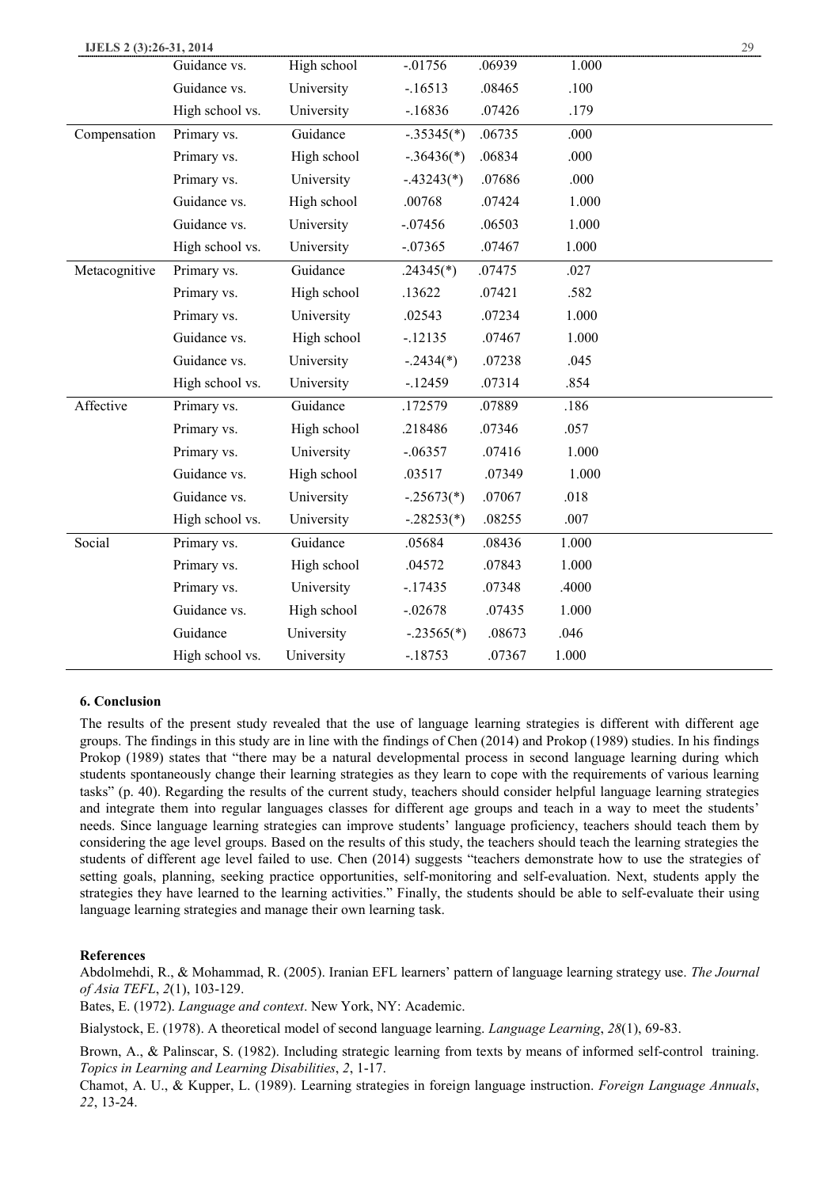| | | | | | |
|---|---|---|---|---|---|
| | Guidance vs. | High school | -.01756 | .06939 | 1.000 |
| | Guidance vs. | University | -.16513 | .08465 | .100 |
| | High school vs. | University | -.16836 | .07426 | .179 |
| Compensation | Primary vs. | Guidance | -.35345(*) | .06735 | .000 |
| | Primary vs. | High school | -.36436(*) | .06834 | .000 |
| | Primary vs. | University | -.43243(*) | .07686 | .000 |
| | Guidance vs. | High school | .00768 | .07424 | 1.000 |
| | Guidance vs. | University | -.07456 | .06503 | 1.000 |
| | High school vs. | University | -.07365 | .07467 | 1.000 |
| Metacognitive | Primary vs. | Guidance | .24345(*) | .07475 | .027 |
| | Primary vs. | High school | .13622 | .07421 | .582 |
| | Primary vs. | University | .02543 | .07234 | 1.000 |
| | Guidance vs. | High school | -.12135 | .07467 | 1.000 |
| | Guidance vs. | University | -.2434(*) | .07238 | .045 |
| | High school vs. | University | -.12459 | .07314 | .854 |
| Affective | Primary vs. | Guidance | .172579 | .07889 | .186 |
| | Primary vs. | High school | .218486 | .07346 | .057 |
| | Primary vs. | University | -.06357 | .07416 | 1.000 |
| | Guidance vs. | High school | .03517 | .07349 | 1.000 |
| | Guidance vs. | University | -.25673(*) | .07067 | .018 |
| | High school vs. | University | -.28253(*) | .08255 | .007 |
| Social | Primary vs. | Guidance | .05684 | .08436 | 1.000 |
| | Primary vs. | High school | .04572 | .07843 | 1.000 |
| | Primary vs. | University | -.17435 | .07348 | .4000 |
| | Guidance vs. | High school | -.02678 | .07435 | 1.000 |
| | Guidance | University | -.23565(*) | .08673 | .046 |
| | High school vs. | University | -.18753 | .07367 | 1.000 |

### 6. Conclusion

The results of the present study revealed that the use of language learning strategies is different with different age groups. The findings in this study are in line with the findings of Chen (2014) and Prokop (1989) studies. In his findings Prokop (1989) states that "there may be a natural developmental process in second language learning during which students spontaneously change their learning strategies as they learn to cope with the requirements of various learning tasks" (p. 40). Regarding the results of the current study, teachers should consider helpful language learning strategies and integrate them into regular languages classes for different age groups and teach in a way to meet the students' needs. Since language learning strategies can improve students' language proficiency, teachers should teach them by considering the age level groups. Based on the results of this study, the teachers should teach the learning strategies the students of different age level failed to use. Chen (2014) suggests "teachers demonstrate how to use the strategies of setting goals, planning, seeking practice opportunities, self-monitoring and self-evaluation. Next, students apply the strategies they have learned to the learning activities." Finally, the students should be able to self-evaluate their using language learning strategies and manage their own learning task.

### References

Abdolmehdi, R., & Mohammad, R. (2005). Iranian EFL learners' pattern of language learning strategy use. *The Journal of Asia TEFL*, *2*(1), 103-129.

Bates, E. (1972). *Language and context*. New York, NY: Academic.

Bialystock, E. (1978). A theoretical model of second language learning. *Language Learning*, *28*(1), 69-83.

Brown, A., & Palinscar, S. (1982). Including strategic learning from texts by means of informed self-control training. *Topics in Learning and Learning Disabilities*, *2*, 1-17.

Chamot, A. U., & Kupper, L. (1989). Learning strategies in foreign language instruction. *Foreign Language Annuals*, *22*, 13-24.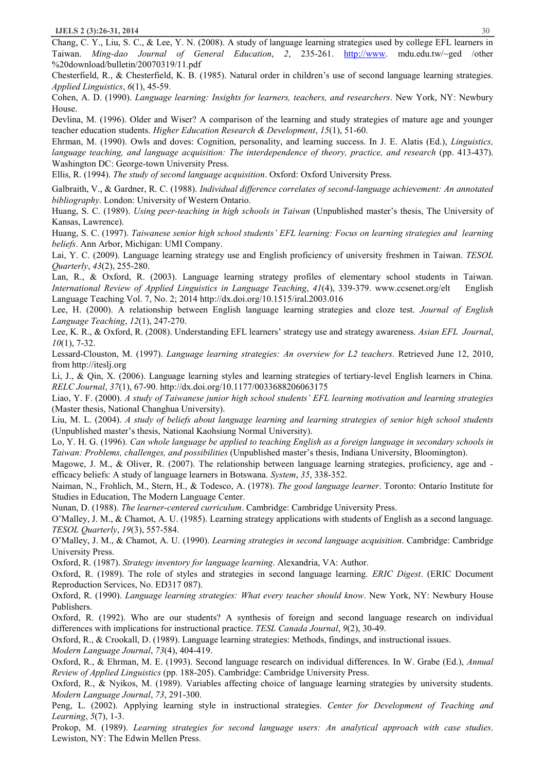Chang, C. Y., Liu, S. C., & Lee, Y. N. (2008). A study of language learning strategies used by college EFL learners in Taiwan. *Ming-dao Journal of General Education*, *2*, 235-261. http://www. mdu.edu.tw/~ged /other %20download/bulletin/20070319/11.pdf

Chesterfield, R., & Chesterfield, K. B. (1985). Natural order in children's use of second language learning strategies. *Applied Linguistics*, *6*(1), 45-59.

Cohen, A. D. (1990). *Language learning: Insights for learners, teachers, and researchers*. New York, NY: Newbury House.

Devlina, M. (1996). Older and Wiser? A comparison of the learning and study strategies of mature age and younger teacher education students. *Higher Education Research & Development*, *15*(1), 51-60.

Ehrman, M. (1990). Owls and doves: Cognition, personality, and learning success. In J. E. Alatis (Ed.), *Linguistics, language teaching, and language acquisition: The interdependence of theory, practice, and research* (pp. 413-437). Washington DC: George-town University Press.

Ellis, R. (1994). *The study of second language acquisition*. Oxford: Oxford University Press.

Galbraith, V., & Gardner, R. C. (1988). *Individual difference correlates of second-language achievement: An annotated bibliography*. London: University of Western Ontario.

Huang, S. C. (1989). *Using peer-teaching in high schools in Taiwan* (Unpublished master's thesis, The University of Kansas, Lawrence).

Huang, S. C. (1997). *Taiwanese senior high school students' EFL learning: Focus on learning strategies and learning beliefs*. Ann Arbor, Michigan: UMI Company.

Lai, Y. C. (2009). Language learning strategy use and English proficiency of university freshmen in Taiwan. *TESOL Quarterly*, *43*(2), 255-280.

Lan, R., & Oxford, R. (2003). Language learning strategy profiles of elementary school students in Taiwan. *International Review of Applied Linguistics in Language Teaching*, *41*(4), 339-379. www.ccsenet.org/elt English Language Teaching Vol. 7, No. 2; 2014 http://dx.doi.org/10.1515/iral.2003.016

Lee, H. (2000). A relationship between English language learning strategies and cloze test. *Journal of English Language Teaching*, *12*(1), 247-270.

Lee, K. R., & Oxford, R. (2008). Understanding EFL learners' strategy use and strategy awareness. *Asian EFL Journal*, *10*(1), 7-32.

Lessard-Clouston, M. (1997). *Language learning strategies: An overview for L2 teachers*. Retrieved June 12, 2010, from http://iteslj.org

Li, J., & Qin, X. (2006). Language learning styles and learning strategies of tertiary-level English learners in China. *RELC Journal*, *37*(1), 67-90. http://dx.doi.org/10.1177/0033688206063175

Liao, Y. F. (2000). *A study of Taiwanese junior high school students' EFL learning motivation and learning strategies* (Master thesis, National Changhua University).

Liu, M. L. (2004). *A study of beliefs about language learning and learning strategies of senior high school students* (Unpublished master's thesis, National Kaohsiung Normal University).

Lo, Y. H. G. (1996). *Can whole language be applied to teaching English as a foreign language in secondary schools in Taiwan: Problems, challenges, and possibilities* (Unpublished master's thesis, Indiana University, Bloomington).

Magowe, J. M., & Oliver, R. (2007). The relationship between language learning strategies, proficiency, age and -efficacy beliefs: A study of language learners in Botswana. *System*, *35*, 338-352.

Naiman, N., Frohlich, M., Stern, H., & Todesco, A. (1978). *The good language learner*. Toronto: Ontario Institute for Studies in Education, The Modern Language Center.

Nunan, D. (1988). *The learner-centered curriculum*. Cambridge: Cambridge University Press.

O'Malley, J. M., & Chamot, A. U. (1985). Learning strategy applications with students of English as a second language. *TESOL Quarterly*, *19*(3), 557-584.

O'Malley, J. M., & Chamot, A. U. (1990). *Learning strategies in second language acquisition*. Cambridge: Cambridge University Press.

Oxford, R. (1987). *Strategy inventory for language learning*. Alexandria, VA: Author.

Oxford, R. (1989). The role of styles and strategies in second language learning. *ERIC Digest*. (ERIC Document Reproduction Services, No. ED317 087).

Oxford, R. (1990). *Language learning strategies: What every teacher should know*. New York, NY: Newbury House Publishers.

Oxford, R. (1992). Who are our students? A synthesis of foreign and second language research on individual differences with implications for instructional practice. *TESL Canada Journal*, *9*(2), 30-49.

Oxford, R., & Crookall, D. (1989). Language learning strategies: Methods, findings, and instructional issues. *Modern Language Journal*, *73*(4), 404-419.

Oxford, R., & Ehrman, M. E. (1993). Second language research on individual differences. In W. Grabe (Ed.), *Annual Review of Applied Linguistics* (pp. 188-205). Cambridge: Cambridge University Press.

Oxford, R., & Nyikos, M. (1989). Variables affecting choice of language learning strategies by university students. *Modern Language Journal*, *73*, 291-300.

Peng, L. (2002). Applying learning style in instructional strategies. *Center for Development of Teaching and Learning*, *5*(7), 1-3.

Prokop, M. (1989). *Learning strategies for second language users: An analytical approach with case studies*. Lewiston, NY: The Edwin Mellen Press.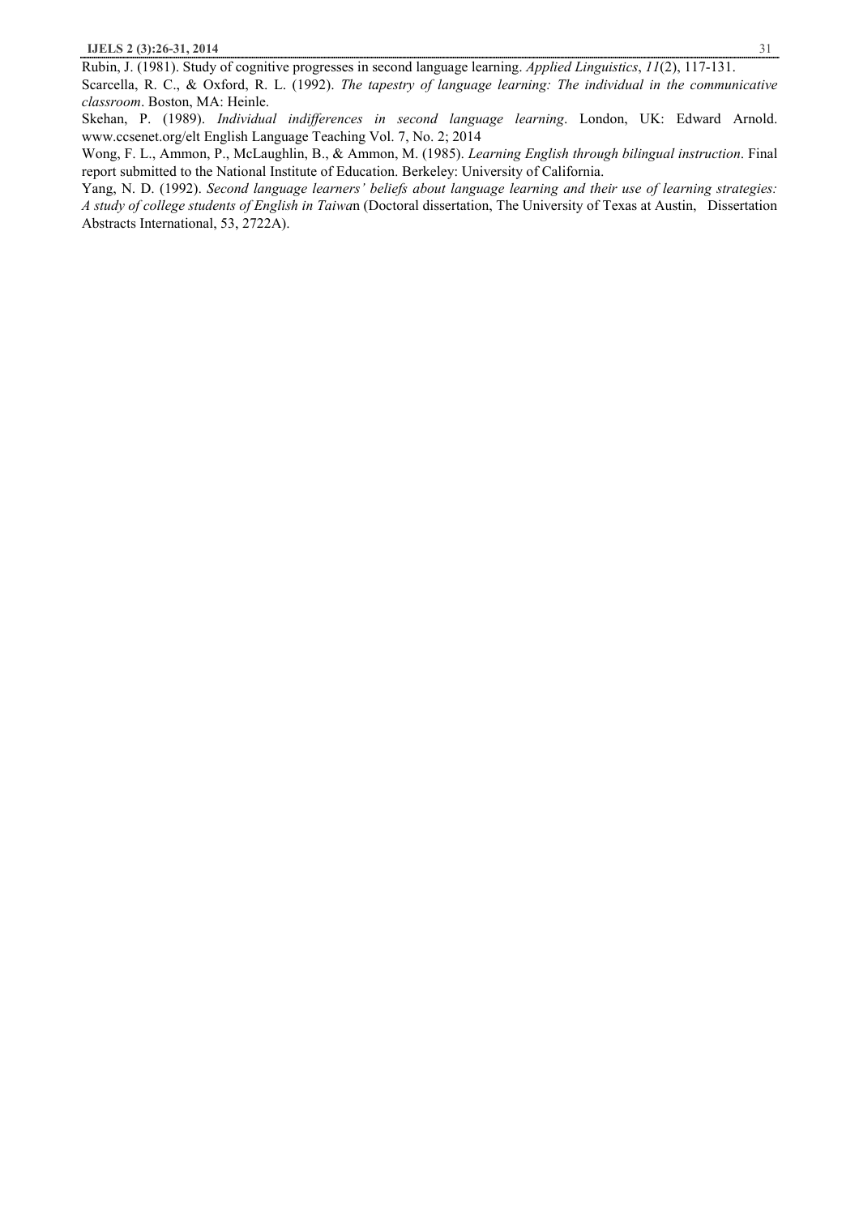Rubin, J. (1981). Study of cognitive progresses in second language learning. *Applied Linguistics*, *11*(2), 117-131.

Scarcella, R. C., & Oxford, R. L. (1992). *The tapestry of language learning: The individual in the communicative classroom*. Boston, MA: Heinle.

Skehan, P. (1989). *Individual indifferences in second language learning*. London, UK: Edward Arnold. www.ccsenet.org/elt English Language Teaching Vol. 7, No. 2; 2014

Wong, F. L., Ammon, P., McLaughlin, B., & Ammon, M. (1985). *Learning English through bilingual instruction*. Final report submitted to the National Institute of Education. Berkeley: University of California.

Yang, N. D. (1992). *Second language learners' beliefs about language learning and their use of learning strategies: A study of college students of English in Taiwa*n (Doctoral dissertation, The University of Texas at Austin, Dissertation Abstracts International, 53, 2722A).